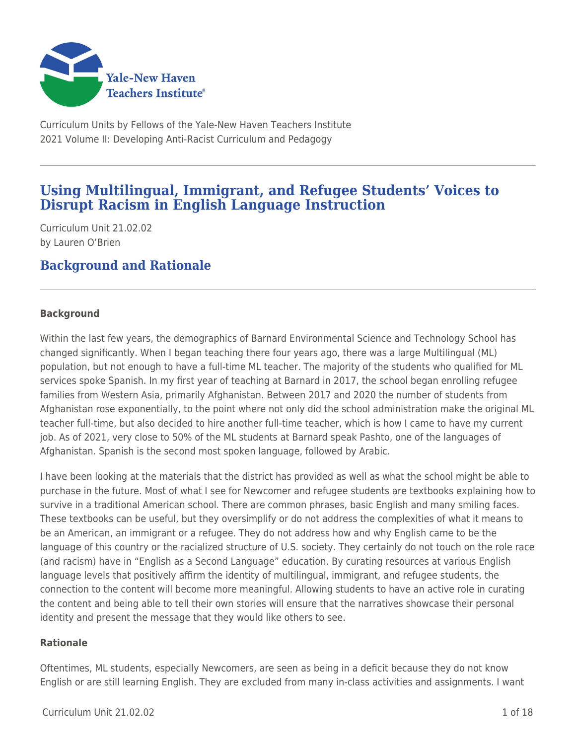Curriculum Units by Fellows of the Yale-New Haven Teachers Institute
2021 Volume II: Developing Anti-Racist Curriculum and Pedagogy

# Using Multilingual, Immigrant, and Refugee Students' Voices to Disrupt Racism in English Language Instruction

Curriculum Unit 21.02.02
by Lauren O'Brien

## Background and Rationale

### Background

Within the last few years, the demographics of Barnard Environmental Science and Technology School has changed significantly. When I began teaching there four years ago, there was a large Multilingual (ML) population, but not enough to have a full-time ML teacher. The majority of the students who qualified for ML services spoke Spanish. In my first year of teaching at Barnard in 2017, the school began enrolling refugee families from Western Asia, primarily Afghanistan. Between 2017 and 2020 the number of students from Afghanistan rose exponentially, to the point where not only did the school administration make the original ML teacher full-time, but also decided to hire another full-time teacher, which is how I came to have my current job. As of 2021, very close to 50% of the ML students at Barnard speak Pashto, one of the languages of Afghanistan. Spanish is the second most spoken language, followed by Arabic.

I have been looking at the materials that the district has provided as well as what the school might be able to purchase in the future. Most of what I see for Newcomer and refugee students are textbooks explaining how to survive in a traditional American school. There are common phrases, basic English and many smiling faces. These textbooks can be useful, but they oversimplify or do not address the complexities of what it means to be an American, an immigrant or a refugee. They do not address how and why English came to be the language of this country or the racialized structure of U.S. society. They certainly do not touch on the role race (and racism) have in "English as a Second Language" education. By curating resources at various English language levels that positively affirm the identity of multilingual, immigrant, and refugee students, the connection to the content will become more meaningful. Allowing students to have an active role in curating the content and being able to tell their own stories will ensure that the narratives showcase their personal identity and present the message that they would like others to see.

### Rationale

Oftentimes, ML students, especially Newcomers, are seen as being in a deficit because they do not know English or are still learning English. They are excluded from many in-class activities and assignments. I want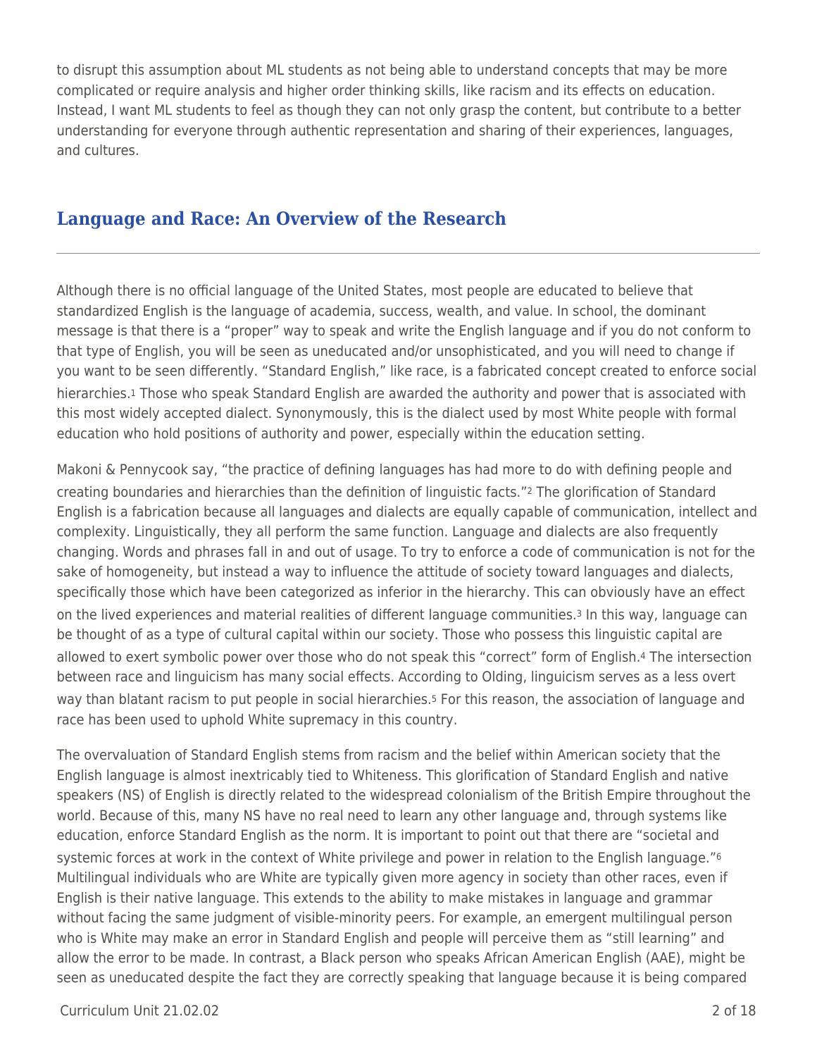to disrupt this assumption about ML students as not being able to understand concepts that may be more complicated or require analysis and higher order thinking skills, like racism and its effects on education. Instead, I want ML students to feel as though they can not only grasp the content, but contribute to a better understanding for everyone through authentic representation and sharing of their experiences, languages, and cultures.

## Language and Race: An Overview of the Research

Although there is no official language of the United States, most people are educated to believe that standardized English is the language of academia, success, wealth, and value. In school, the dominant message is that there is a "proper" way to speak and write the English language and if you do not conform to that type of English, you will be seen as uneducated and/or unsophisticated, and you will need to change if you want to be seen differently. "Standard English," like race, is a fabricated concept created to enforce social hierarchies.[1] Those who speak Standard English are awarded the authority and power that is associated with this most widely accepted dialect. Synonymously, this is the dialect used by most White people with formal education who hold positions of authority and power, especially within the education setting.

Makoni & Pennycook say, "the practice of defining languages has had more to do with defining people and creating boundaries and hierarchies than the definition of linguistic facts."[2] The glorification of Standard English is a fabrication because all languages and dialects are equally capable of communication, intellect and complexity. Linguistically, they all perform the same function. Language and dialects are also frequently changing. Words and phrases fall in and out of usage. To try to enforce a code of communication is not for the sake of homogeneity, but instead a way to influence the attitude of society toward languages and dialects, specifically those which have been categorized as inferior in the hierarchy. This can obviously have an effect on the lived experiences and material realities of different language communities.[3] In this way, language can be thought of as a type of cultural capital within our society. Those who possess this linguistic capital are allowed to exert symbolic power over those who do not speak this "correct" form of English.[4] The intersection between race and linguicism has many social effects. According to Olding, linguicism serves as a less overt way than blatant racism to put people in social hierarchies.[5] For this reason, the association of language and race has been used to uphold White supremacy in this country.

The overvaluation of Standard English stems from racism and the belief within American society that the English language is almost inextricably tied to Whiteness. This glorification of Standard English and native speakers (NS) of English is directly related to the widespread colonialism of the British Empire throughout the world. Because of this, many NS have no real need to learn any other language and, through systems like education, enforce Standard English as the norm. It is important to point out that there are "societal and systemic forces at work in the context of White privilege and power in relation to the English language."[6] Multilingual individuals who are White are typically given more agency in society than other races, even if English is their native language. This extends to the ability to make mistakes in language and grammar without facing the same judgment of visible-minority peers. For example, an emergent multilingual person who is White may make an error in Standard English and people will perceive them as "still learning" and allow the error to be made. In contrast, a Black person who speaks African American English (AAE), might be seen as uneducated despite the fact they are correctly speaking that language because it is being compared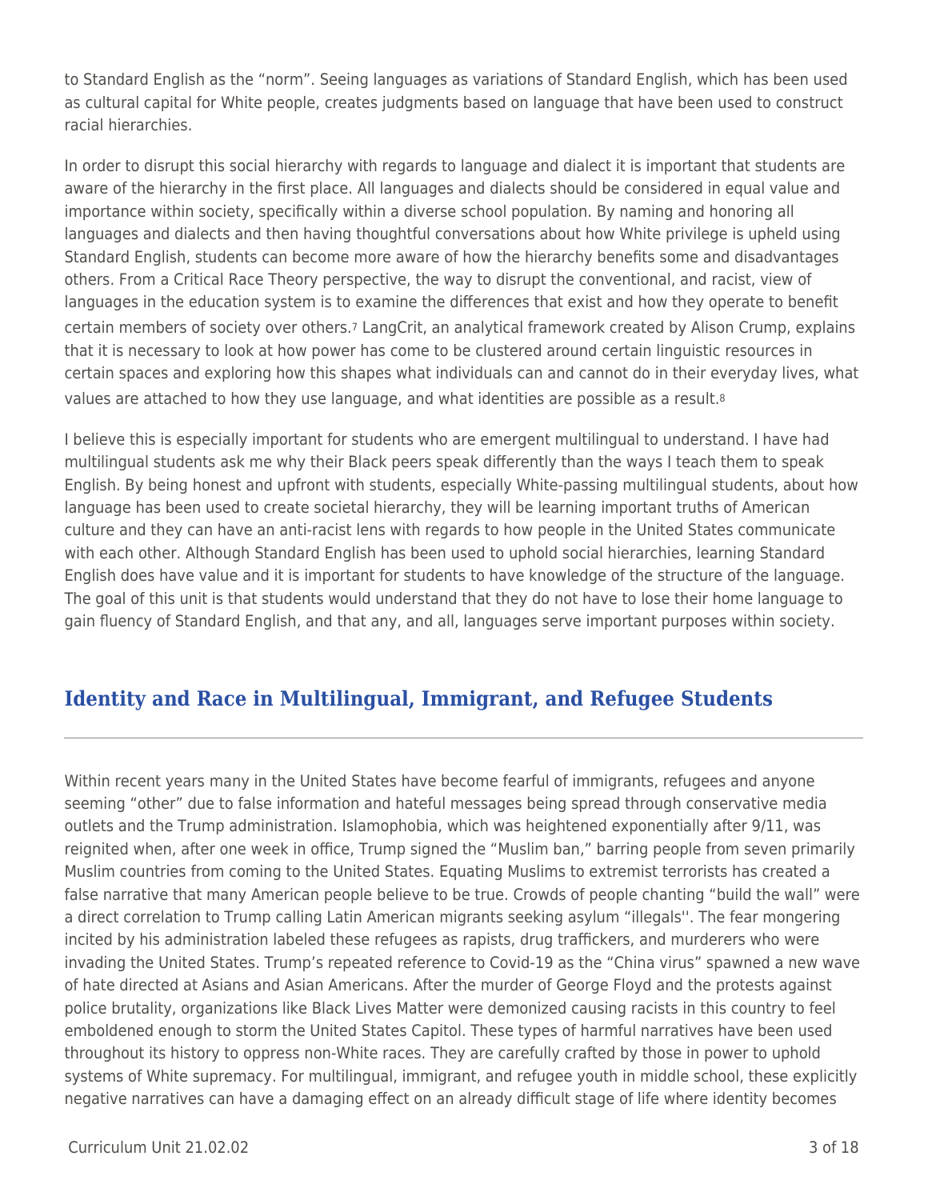to Standard English as the "norm". Seeing languages as variations of Standard English, which has been used as cultural capital for White people, creates judgments based on language that have been used to construct racial hierarchies.

In order to disrupt this social hierarchy with regards to language and dialect it is important that students are aware of the hierarchy in the first place. All languages and dialects should be considered in equal value and importance within society, specifically within a diverse school population. By naming and honoring all languages and dialects and then having thoughtful conversations about how White privilege is upheld using Standard English, students can become more aware of how the hierarchy benefits some and disadvantages others. From a Critical Race Theory perspective, the way to disrupt the conventional, and racist, view of languages in the education system is to examine the differences that exist and how they operate to benefit certain members of society over others.[7] LangCrit, an analytical framework created by Alison Crump, explains that it is necessary to look at how power has come to be clustered around certain linguistic resources in certain spaces and exploring how this shapes what individuals can and cannot do in their everyday lives, what values are attached to how they use language, and what identities are possible as a result.[8]

I believe this is especially important for students who are emergent multilingual to understand. I have had multilingual students ask me why their Black peers speak differently than the ways I teach them to speak English. By being honest and upfront with students, especially White-passing multilingual students, about how language has been used to create societal hierarchy, they will be learning important truths of American culture and they can have an anti-racist lens with regards to how people in the United States communicate with each other. Although Standard English has been used to uphold social hierarchies, learning Standard English does have value and it is important for students to have knowledge of the structure of the language. The goal of this unit is that students would understand that they do not have to lose their home language to gain fluency of Standard English, and that any, and all, languages serve important purposes within society.

## Identity and Race in Multilingual, Immigrant, and Refugee Students

Within recent years many in the United States have become fearful of immigrants, refugees and anyone seeming "other" due to false information and hateful messages being spread through conservative media outlets and the Trump administration. Islamophobia, which was heightened exponentially after 9/11, was reignited when, after one week in office, Trump signed the "Muslim ban," barring people from seven primarily Muslim countries from coming to the United States. Equating Muslims to extremist terrorists has created a false narrative that many American people believe to be true. Crowds of people chanting "build the wall" were a direct correlation to Trump calling Latin American migrants seeking asylum "illegals''. The fear mongering incited by his administration labeled these refugees as rapists, drug traffickers, and murderers who were invading the United States. Trump's repeated reference to Covid-19 as the "China virus" spawned a new wave of hate directed at Asians and Asian Americans. After the murder of George Floyd and the protests against police brutality, organizations like Black Lives Matter were demonized causing racists in this country to feel emboldened enough to storm the United States Capitol. These types of harmful narratives have been used throughout its history to oppress non-White races. They are carefully crafted by those in power to uphold systems of White supremacy. For multilingual, immigrant, and refugee youth in middle school, these explicitly negative narratives can have a damaging effect on an already difficult stage of life where identity becomes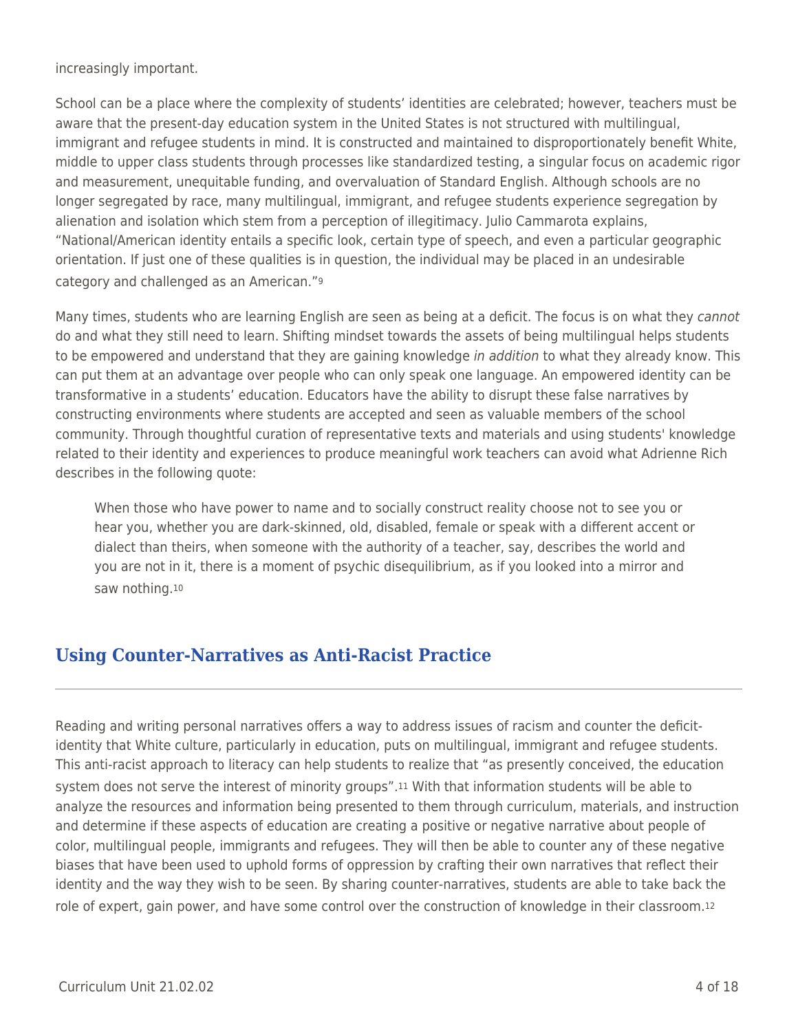increasingly important.

School can be a place where the complexity of students' identities are celebrated; however, teachers must be aware that the present-day education system in the United States is not structured with multilingual, immigrant and refugee students in mind. It is constructed and maintained to disproportionately benefit White, middle to upper class students through processes like standardized testing, a singular focus on academic rigor and measurement, unequitable funding, and overvaluation of Standard English. Although schools are no longer segregated by race, many multilingual, immigrant, and refugee students experience segregation by alienation and isolation which stem from a perception of illegitimacy. Julio Cammarota explains, "National/American identity entails a specific look, certain type of speech, and even a particular geographic orientation. If just one of these qualities is in question, the individual may be placed in an undesirable category and challenged as an American."[9]

Many times, students who are learning English are seen as being at a deficit. The focus is on what they *cannot* do and what they still need to learn. Shifting mindset towards the assets of being multilingual helps students to be empowered and understand that they are gaining knowledge *in addition* to what they already know. This can put them at an advantage over people who can only speak one language. An empowered identity can be transformative in a students' education. Educators have the ability to disrupt these false narratives by constructing environments where students are accepted and seen as valuable members of the school community. Through thoughtful curation of representative texts and materials and using students' knowledge related to their identity and experiences to produce meaningful work teachers can avoid what Adrienne Rich describes in the following quote:

> When those who have power to name and to socially construct reality choose not to see you or hear you, whether you are dark-skinned, old, disabled, female or speak with a different accent or dialect than theirs, when someone with the authority of a teacher, say, describes the world and you are not in it, there is a moment of psychic disequilibrium, as if you looked into a mirror and saw nothing.[10]

## Using Counter-Narratives as Anti-Racist Practice

Reading and writing personal narratives offers a way to address issues of racism and counter the deficit-identity that White culture, particularly in education, puts on multilingual, immigrant and refugee students. This anti-racist approach to literacy can help students to realize that "as presently conceived, the education system does not serve the interest of minority groups".[11] With that information students will be able to analyze the resources and information being presented to them through curriculum, materials, and instruction and determine if these aspects of education are creating a positive or negative narrative about people of color, multilingual people, immigrants and refugees. They will then be able to counter any of these negative biases that have been used to uphold forms of oppression by crafting their own narratives that reflect their identity and the way they wish to be seen. By sharing counter-narratives, students are able to take back the role of expert, gain power, and have some control over the construction of knowledge in their classroom.[12]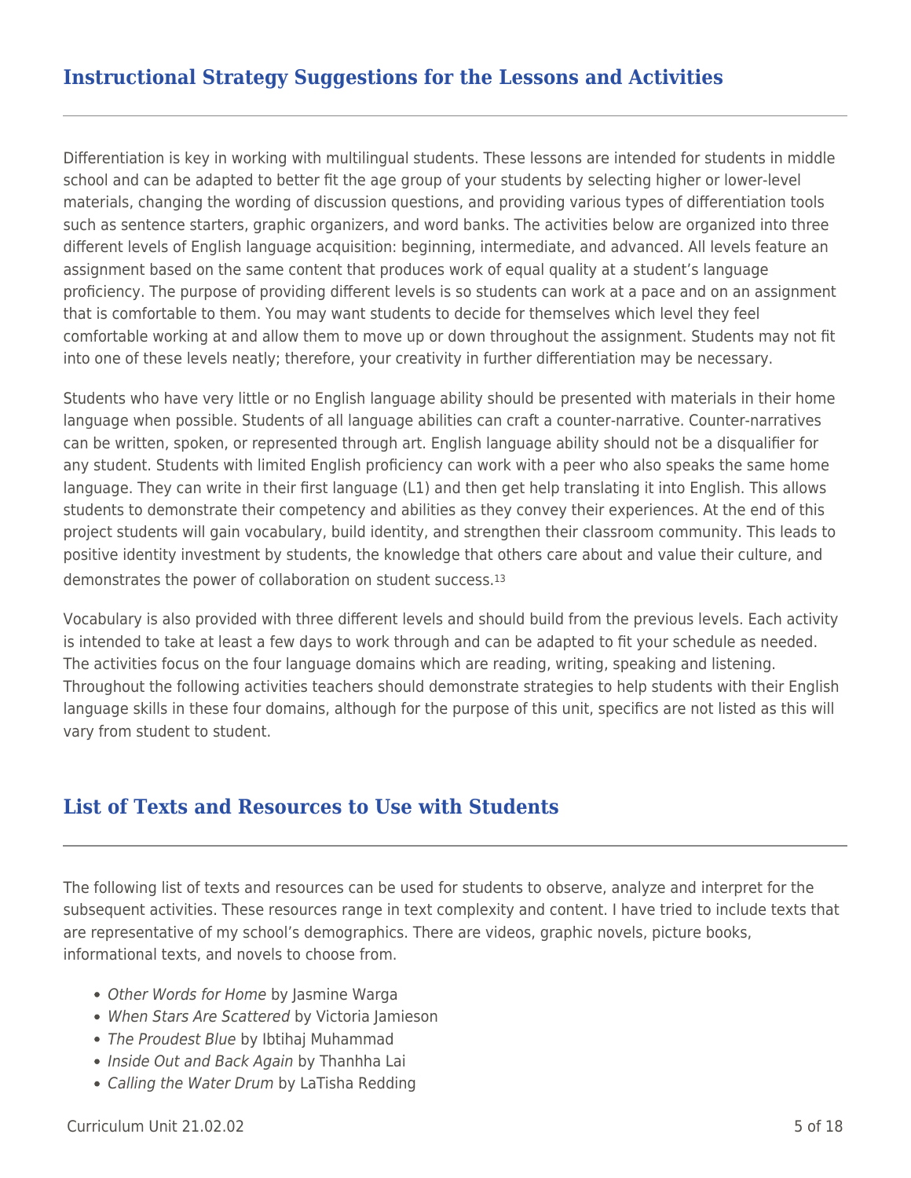## Instructional Strategy Suggestions for the Lessons and Activities

Differentiation is key in working with multilingual students. These lessons are intended for students in middle school and can be adapted to better fit the age group of your students by selecting higher or lower-level materials, changing the wording of discussion questions, and providing various types of differentiation tools such as sentence starters, graphic organizers, and word banks. The activities below are organized into three different levels of English language acquisition: beginning, intermediate, and advanced. All levels feature an assignment based on the same content that produces work of equal quality at a student's language proficiency. The purpose of providing different levels is so students can work at a pace and on an assignment that is comfortable to them. You may want students to decide for themselves which level they feel comfortable working at and allow them to move up or down throughout the assignment. Students may not fit into one of these levels neatly; therefore, your creativity in further differentiation may be necessary.

Students who have very little or no English language ability should be presented with materials in their home language when possible. Students of all language abilities can craft a counter-narrative. Counter-narratives can be written, spoken, or represented through art. English language ability should not be a disqualifier for any student. Students with limited English proficiency can work with a peer who also speaks the same home language. They can write in their first language (L1) and then get help translating it into English. This allows students to demonstrate their competency and abilities as they convey their experiences. At the end of this project students will gain vocabulary, build identity, and strengthen their classroom community. This leads to positive identity investment by students, the knowledge that others care about and value their culture, and demonstrates the power of collaboration on student success.[13]

Vocabulary is also provided with three different levels and should build from the previous levels. Each activity is intended to take at least a few days to work through and can be adapted to fit your schedule as needed. The activities focus on the four language domains which are reading, writing, speaking and listening. Throughout the following activities teachers should demonstrate strategies to help students with their English language skills in these four domains, although for the purpose of this unit, specifics are not listed as this will vary from student to student.

## List of Texts and Resources to Use with Students

The following list of texts and resources can be used for students to observe, analyze and interpret for the subsequent activities. These resources range in text complexity and content. I have tried to include texts that are representative of my school's demographics. There are videos, graphic novels, picture books, informational texts, and novels to choose from.

- *Other Words for Home* by Jasmine Warga
- *When Stars Are Scattered* by Victoria Jamieson
- *The Proudest Blue* by Ibtihaj Muhammad
- *Inside Out and Back Again* by Thanhha Lai
- *Calling the Water Drum* by LaTisha Redding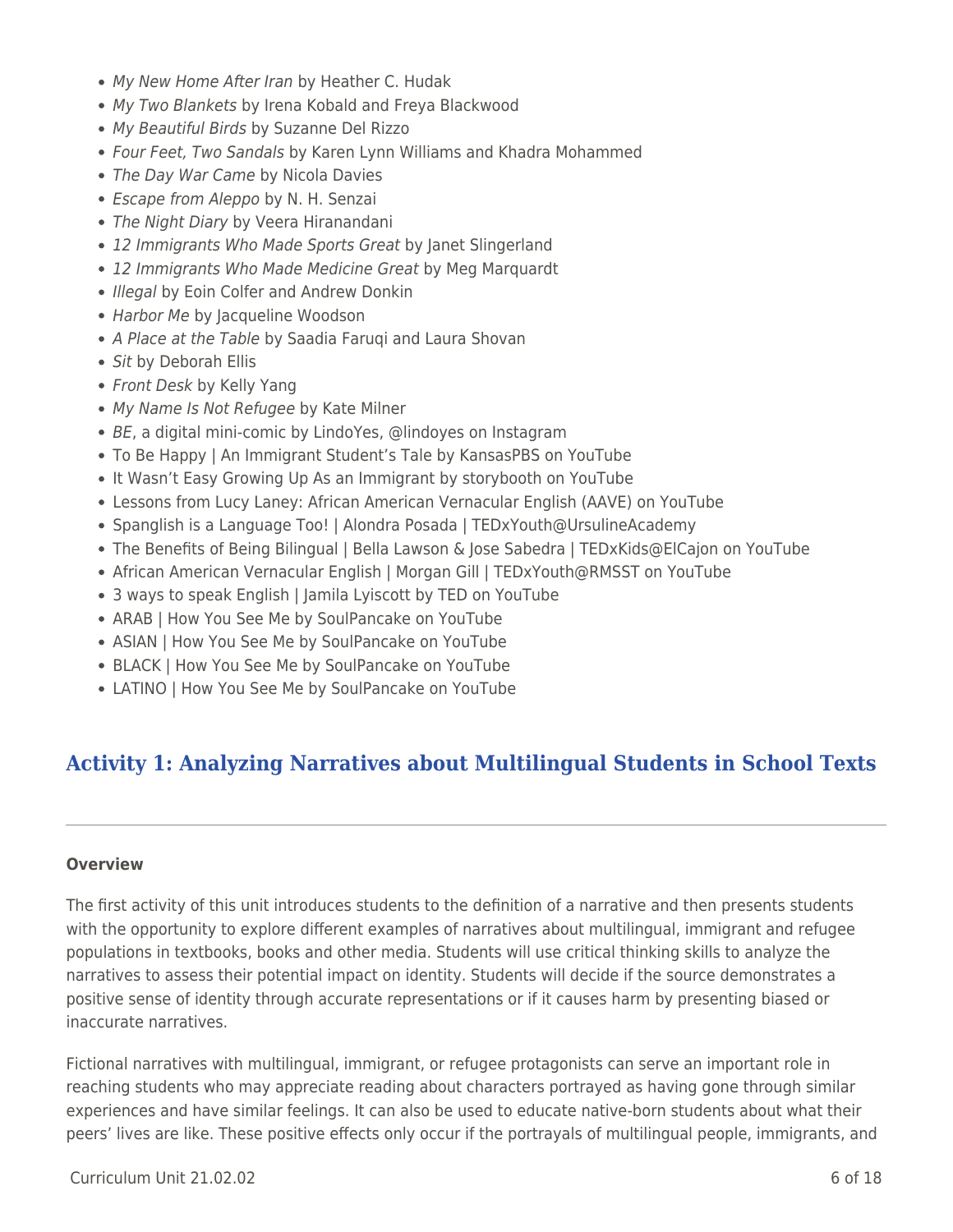- *My New Home After Iran* by Heather C. Hudak
- *My Two Blankets* by Irena Kobald and Freya Blackwood
- *My Beautiful Birds* by Suzanne Del Rizzo
- *Four Feet, Two Sandals* by Karen Lynn Williams and Khadra Mohammed
- *The Day War Came* by Nicola Davies
- *Escape from Aleppo* by N. H. Senzai
- *The Night Diary* by Veera Hiranandani
- *12 Immigrants Who Made Sports Great* by Janet Slingerland
- *12 Immigrants Who Made Medicine Great* by Meg Marquardt
- *Illegal* by Eoin Colfer and Andrew Donkin
- *Harbor Me* by Jacqueline Woodson
- *A Place at the Table* by Saadia Faruqi and Laura Shovan
- *Sit* by Deborah Ellis
- *Front Desk* by Kelly Yang
- *My Name Is Not Refugee* by Kate Milner
- *BE*, a digital mini-comic by LindoYes, @lindoyes on Instagram
- To Be Happy | An Immigrant Student's Tale by KansasPBS on YouTube
- It Wasn't Easy Growing Up As an Immigrant by storybooth on YouTube
- Lessons from Lucy Laney: African American Vernacular English (AAVE) on YouTube
- Spanglish is a Language Too! | Alondra Posada | TEDxYouth@UrsulineAcademy
- The Benefits of Being Bilingual | Bella Lawson & Jose Sabedra | TEDxKids@ElCajon on YouTube
- African American Vernacular English | Morgan Gill | TEDxYouth@RMSST on YouTube
- 3 ways to speak English | Jamila Lyiscott by TED on YouTube
- ARAB | How You See Me by SoulPancake on YouTube
- ASIAN | How You See Me by SoulPancake on YouTube
- BLACK | How You See Me by SoulPancake on YouTube
- LATINO | How You See Me by SoulPancake on YouTube

## Activity 1: Analyzing Narratives about Multilingual Students in School Texts

**Overview**

The first activity of this unit introduces students to the definition of a narrative and then presents students with the opportunity to explore different examples of narratives about multilingual, immigrant and refugee populations in textbooks, books and other media. Students will use critical thinking skills to analyze the narratives to assess their potential impact on identity. Students will decide if the source demonstrates a positive sense of identity through accurate representations or if it causes harm by presenting biased or inaccurate narratives.

Fictional narratives with multilingual, immigrant, or refugee protagonists can serve an important role in reaching students who may appreciate reading about characters portrayed as having gone through similar experiences and have similar feelings. It can also be used to educate native-born students about what their peers' lives are like. These positive effects only occur if the portrayals of multilingual people, immigrants, and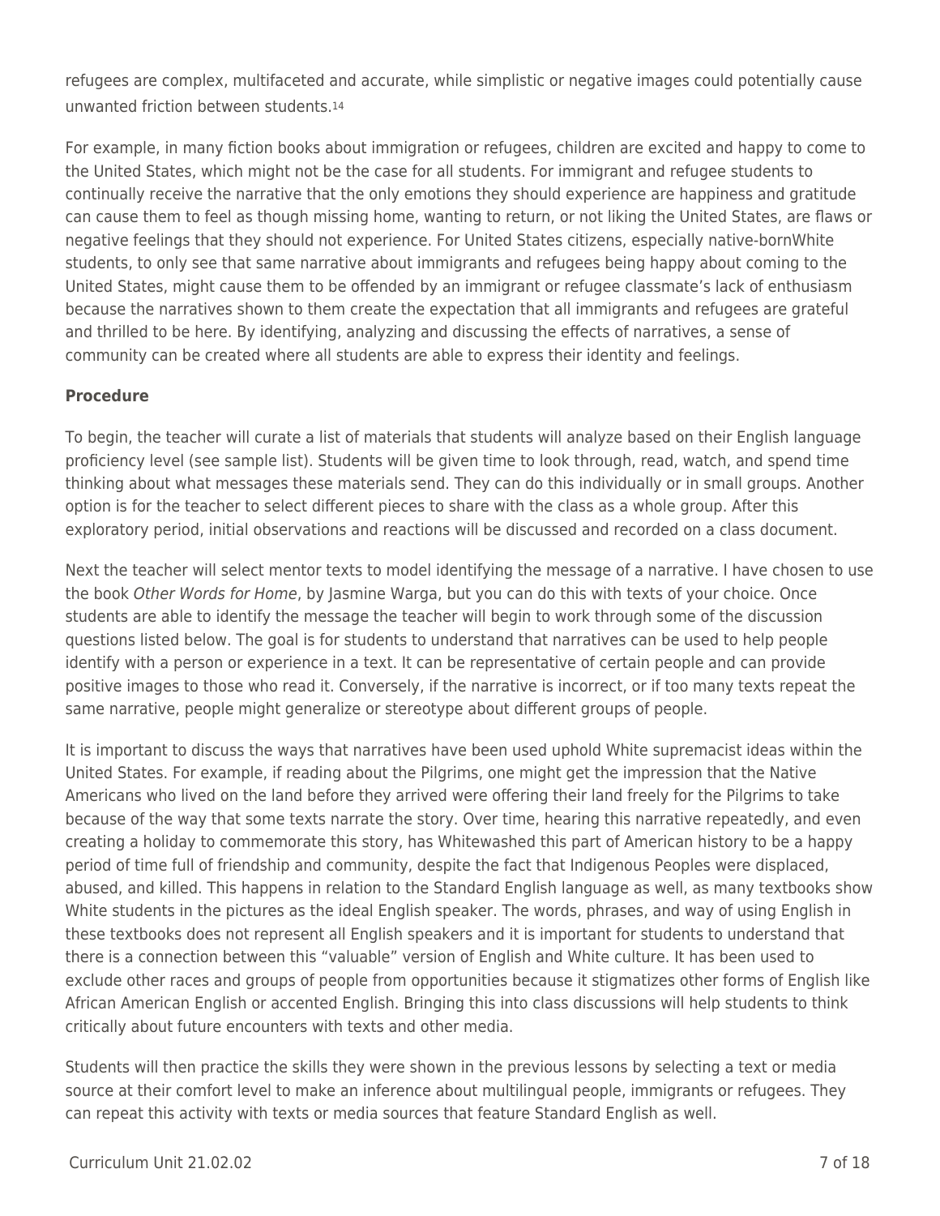refugees are complex, multifaceted and accurate, while simplistic or negative images could potentially cause unwanted friction between students.[14]

For example, in many fiction books about immigration or refugees, children are excited and happy to come to the United States, which might not be the case for all students. For immigrant and refugee students to continually receive the narrative that the only emotions they should experience are happiness and gratitude can cause them to feel as though missing home, wanting to return, or not liking the United States, are flaws or negative feelings that they should not experience. For United States citizens, especially native-bornWhite students, to only see that same narrative about immigrants and refugees being happy about coming to the United States, might cause them to be offended by an immigrant or refugee classmate's lack of enthusiasm because the narratives shown to them create the expectation that all immigrants and refugees are grateful and thrilled to be here. By identifying, analyzing and discussing the effects of narratives, a sense of community can be created where all students are able to express their identity and feelings.

**Procedure**

To begin, the teacher will curate a list of materials that students will analyze based on their English language proficiency level (see sample list). Students will be given time to look through, read, watch, and spend time thinking about what messages these materials send. They can do this individually or in small groups. Another option is for the teacher to select different pieces to share with the class as a whole group. After this exploratory period, initial observations and reactions will be discussed and recorded on a class document.

Next the teacher will select mentor texts to model identifying the message of a narrative. I have chosen to use the book *Other Words for Home*, by Jasmine Warga, but you can do this with texts of your choice. Once students are able to identify the message the teacher will begin to work through some of the discussion questions listed below. The goal is for students to understand that narratives can be used to help people identify with a person or experience in a text. It can be representative of certain people and can provide positive images to those who read it. Conversely, if the narrative is incorrect, or if too many texts repeat the same narrative, people might generalize or stereotype about different groups of people.

It is important to discuss the ways that narratives have been used uphold White supremacist ideas within the United States. For example, if reading about the Pilgrims, one might get the impression that the Native Americans who lived on the land before they arrived were offering their land freely for the Pilgrims to take because of the way that some texts narrate the story. Over time, hearing this narrative repeatedly, and even creating a holiday to commemorate this story, has Whitewashed this part of American history to be a happy period of time full of friendship and community, despite the fact that Indigenous Peoples were displaced, abused, and killed. This happens in relation to the Standard English language as well, as many textbooks show White students in the pictures as the ideal English speaker. The words, phrases, and way of using English in these textbooks does not represent all English speakers and it is important for students to understand that there is a connection between this "valuable" version of English and White culture. It has been used to exclude other races and groups of people from opportunities because it stigmatizes other forms of English like African American English or accented English. Bringing this into class discussions will help students to think critically about future encounters with texts and other media.

Students will then practice the skills they were shown in the previous lessons by selecting a text or media source at their comfort level to make an inference about multilingual people, immigrants or refugees. They can repeat this activity with texts or media sources that feature Standard English as well.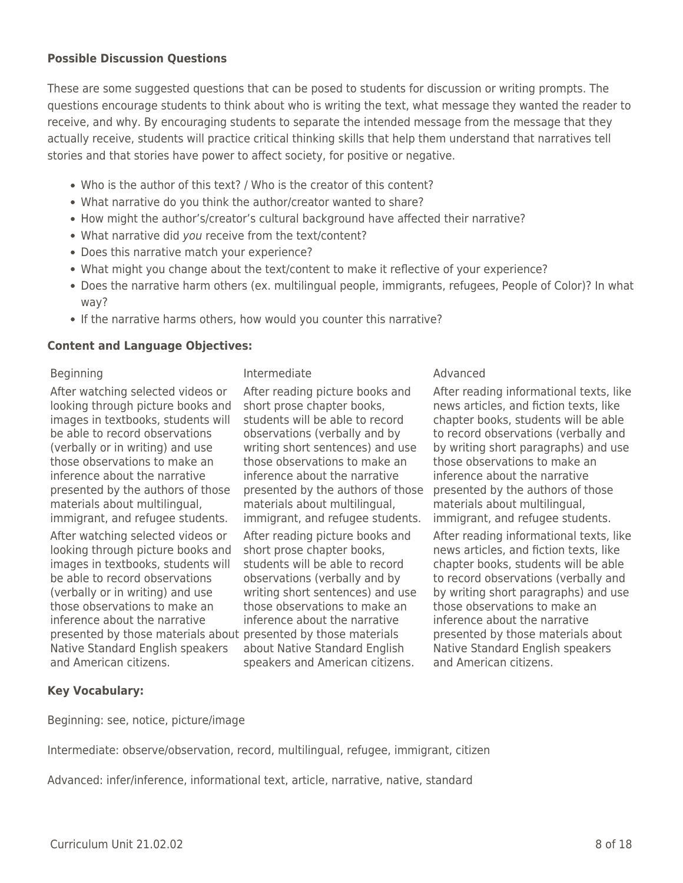**Possible Discussion Questions**

These are some suggested questions that can be posed to students for discussion or writing prompts. The questions encourage students to think about who is writing the text, what message they wanted the reader to receive, and why. By encouraging students to separate the intended message from the message that they actually receive, students will practice critical thinking skills that help them understand that narratives tell stories and that stories have power to affect society, for positive or negative.

- Who is the author of this text? / Who is the creator of this content?
- What narrative do you think the author/creator wanted to share?
- How might the author's/creator's cultural background have affected their narrative?
- What narrative did *you* receive from the text/content?
- Does this narrative match your experience?
- What might you change about the text/content to make it reflective of your experience?
- Does the narrative harm others (ex. multilingual people, immigrants, refugees, People of Color)? In what way?
- If the narrative harms others, how would you counter this narrative?

**Content and Language Objectives:**

| Beginning | Intermediate | Advanced |
| --- | --- | --- |
| After watching selected videos or looking through picture books and images in textbooks, students will be able to record observations (verbally or in writing) and use those observations to make an inference about the narrative presented by the authors of those materials about multilingual, immigrant, and refugee students. | After reading picture books and short prose chapter books, students will be able to record observations (verbally and by writing short sentences) and use those observations to make an inference about the narrative presented by the authors of those materials about multilingual, immigrant, and refugee students. | After reading informational texts, like news articles, and fiction texts, like chapter books, students will be able to record observations (verbally and by writing short paragraphs) and use those observations to make an inference about the narrative presented by the authors of those materials about multilingual, immigrant, and refugee students. |
| After watching selected videos or looking through picture books and images in textbooks, students will be able to record observations (verbally or in writing) and use those observations to make an inference about the narrative presented by those materials about Native Standard English speakers and American citizens. | After reading picture books and short prose chapter books, students will be able to record observations (verbally and by writing short sentences) and use those observations to make an inference about the narrative presented by those materials about Native Standard English speakers and American citizens. | After reading informational texts, like news articles, and fiction texts, like chapter books, students will be able to record observations (verbally and by writing short paragraphs) and use those observations to make an inference about the narrative presented by those materials about Native Standard English speakers and American citizens. |

**Key Vocabulary:**

Beginning: see, notice, picture/image

Intermediate: observe/observation, record, multilingual, refugee, immigrant, citizen

Advanced: infer/inference, informational text, article, narrative, native, standard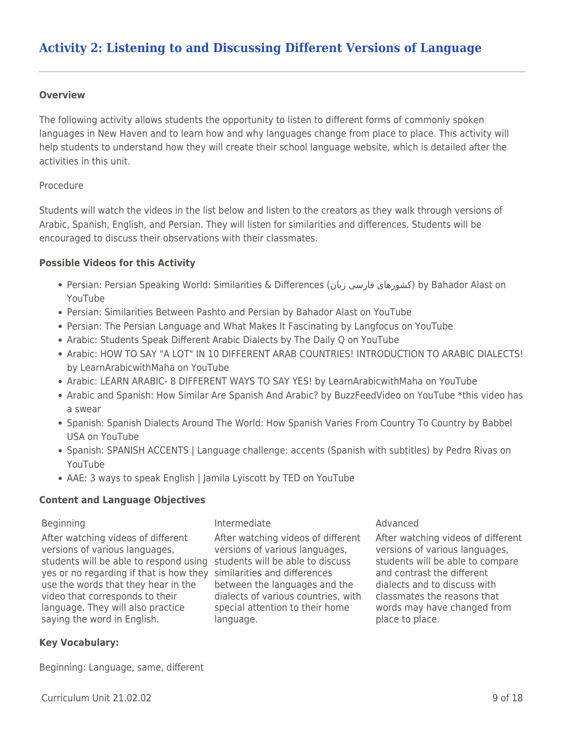## Activity 2: Listening to and Discussing Different Versions of Language

**Overview**

The following activity allows students the opportunity to listen to different forms of commonly spoken languages in New Haven and to learn how and why languages change from place to place. This activity will help students to understand how they will create their school language website, which is detailed after the activities in this unit.

Procedure

Students will watch the videos in the list below and listen to the creators as they walk through versions of Arabic, Spanish, English, and Persian. They will listen for similarities and differences. Students will be encouraged to discuss their observations with their classmates.

**Possible Videos for this Activity**

- Persian: Persian Speaking World: Similarities & Differences (کشورهای فارسی زبان) by Bahador Alast on YouTube
- Persian: Similarities Between Pashto and Persian by Bahador Alast on YouTube
- Persian: The Persian Language and What Makes It Fascinating by Langfocus on YouTube
- Arabic: Students Speak Different Arabic Dialects by The Daily Q on YouTube
- Arabic: HOW TO SAY "A LOT" IN 10 DIFFERENT ARAB COUNTRIES! INTRODUCTION TO ARABIC DIALECTS! by LearnArabicwithMaha on YouTube
- Arabic: LEARN ARABIC- 8 DIFFERENT WAYS TO SAY YES! by LearnArabicwithMaha on YouTube
- Arabic and Spanish: How Similar Are Spanish And Arabic? by BuzzFeedVideo on YouTube *this video has a swear
- Spanish: Spanish Dialects Around The World: How Spanish Varies From Country To Country by Babbel USA on YouTube
- Spanish: SPANISH ACCENTS | Language challenge: accents (Spanish with subtitles) by Pedro Rivas on YouTube
- AAE: 3 ways to speak English | Jamila Lyiscott by TED on YouTube

**Content and Language Objectives**

| Beginning | Intermediate | Advanced |
| --- | --- | --- |
| After watching videos of different versions of various languages, students will be able to respond using yes or no regarding if that is how they use the words that they hear in the video that corresponds to their language. They will also practice saying the word in English. | After watching videos of different versions of various languages, students will be able to discuss similarities and differences between the languages and the dialects of various countries, with special attention to their home language. | After watching videos of different versions of various languages, students will be able to compare and contrast the different dialects and to discuss with classmates the reasons that words may have changed from place to place. |

**Key Vocabulary:**

Beginning: Language, same, different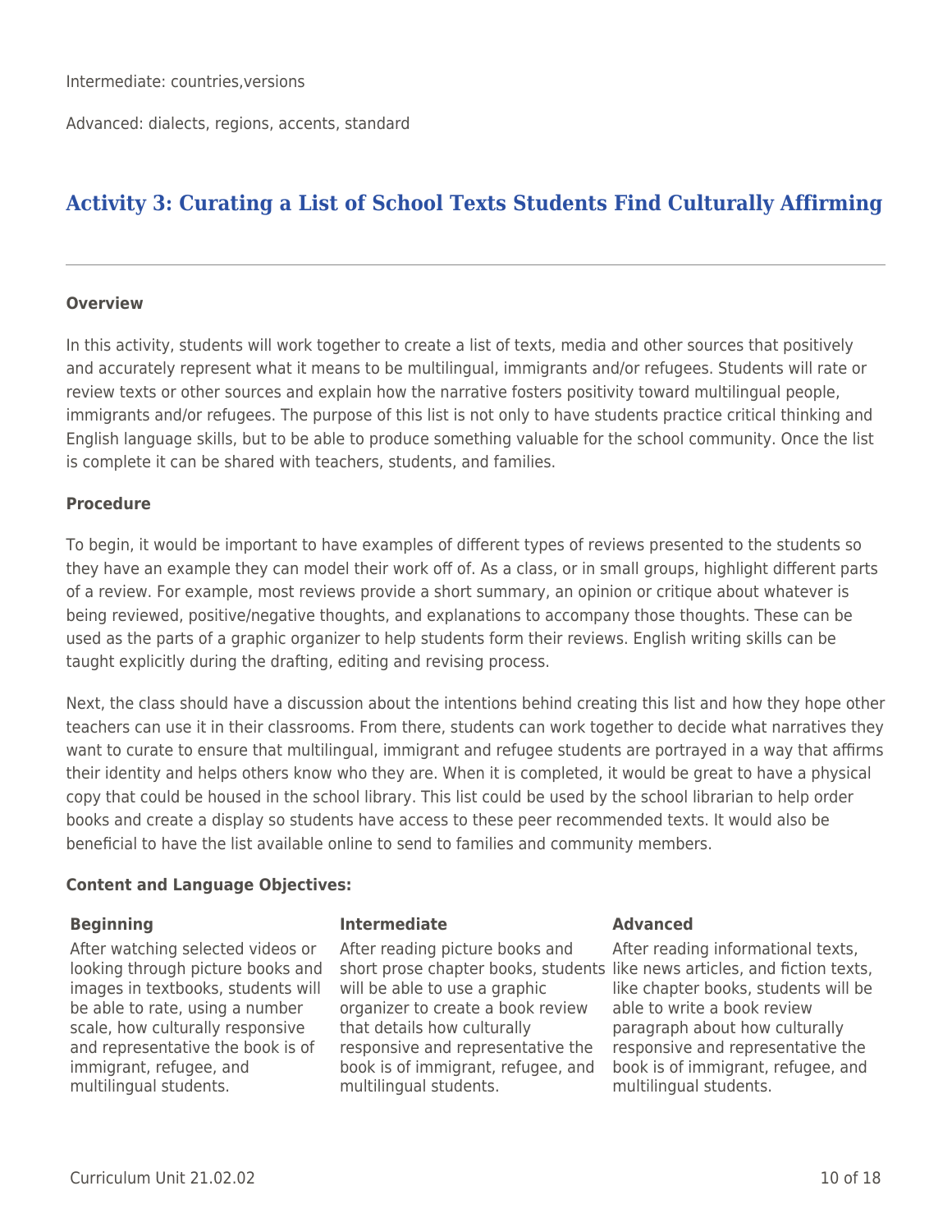Intermediate: countries,versions

Advanced: dialects, regions, accents, standard

## Activity 3: Curating a List of School Texts Students Find Culturally Affirming

---

**Overview**

In this activity, students will work together to create a list of texts, media and other sources that positively and accurately represent what it means to be multilingual, immigrants and/or refugees. Students will rate or review texts or other sources and explain how the narrative fosters positivity toward multilingual people, immigrants and/or refugees. The purpose of this list is not only to have students practice critical thinking and English language skills, but to be able to produce something valuable for the school community. Once the list is complete it can be shared with teachers, students, and families.

**Procedure**

To begin, it would be important to have examples of different types of reviews presented to the students so they have an example they can model their work off of. As a class, or in small groups, highlight different parts of a review. For example, most reviews provide a short summary, an opinion or critique about whatever is being reviewed, positive/negative thoughts, and explanations to accompany those thoughts. These can be used as the parts of a graphic organizer to help students form their reviews. English writing skills can be taught explicitly during the drafting, editing and revising process.

Next, the class should have a discussion about the intentions behind creating this list and how they hope other teachers can use it in their classrooms. From there, students can work together to decide what narratives they want to curate to ensure that multilingual, immigrant and refugee students are portrayed in a way that affirms their identity and helps others know who they are. When it is completed, it would be great to have a physical copy that could be housed in the school library. This list could be used by the school librarian to help order books and create a display so students have access to these peer recommended texts. It would also be beneficial to have the list available online to send to families and community members.

**Content and Language Objectives:**

| Beginning | Intermediate | Advanced |
| --- | --- | --- |
| After watching selected videos or looking through picture books and images in textbooks, students will be able to rate, using a number scale, how culturally responsive and representative the book is of immigrant, refugee, and multilingual students. | After reading picture books and short prose chapter books, students will be able to use a graphic organizer to create a book review that details how culturally responsive and representative the book is of immigrant, refugee, and multilingual students. | After reading informational texts, like news articles, and fiction texts, like chapter books, students will be able to write a book review paragraph about how culturally responsive and representative the book is of immigrant, refugee, and multilingual students. |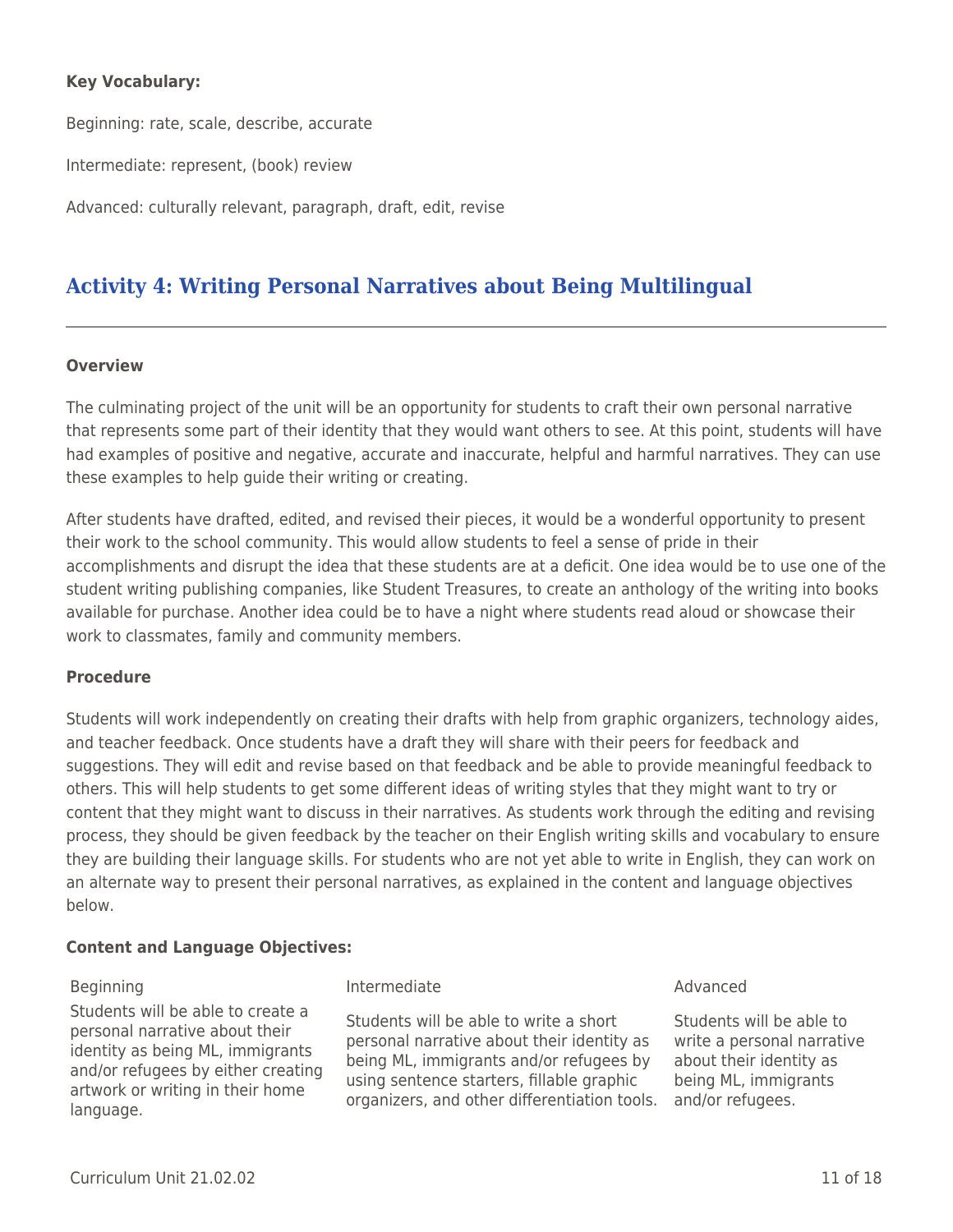**Key Vocabulary:**

Beginning: rate, scale, describe, accurate

Intermediate: represent, (book) review

Advanced: culturally relevant, paragraph, draft, edit, revise

## Activity 4: Writing Personal Narratives about Being Multilingual

**Overview**

The culminating project of the unit will be an opportunity for students to craft their own personal narrative that represents some part of their identity that they would want others to see. At this point, students will have had examples of positive and negative, accurate and inaccurate, helpful and harmful narratives. They can use these examples to help guide their writing or creating.

After students have drafted, edited, and revised their pieces, it would be a wonderful opportunity to present their work to the school community. This would allow students to feel a sense of pride in their accomplishments and disrupt the idea that these students are at a deficit. One idea would be to use one of the student writing publishing companies, like Student Treasures, to create an anthology of the writing into books available for purchase. Another idea could be to have a night where students read aloud or showcase their work to classmates, family and community members.

**Procedure**

Students will work independently on creating their drafts with help from graphic organizers, technology aides, and teacher feedback. Once students have a draft they will share with their peers for feedback and suggestions. They will edit and revise based on that feedback and be able to provide meaningful feedback to others. This will help students to get some different ideas of writing styles that they might want to try or content that they might want to discuss in their narratives. As students work through the editing and revising process, they should be given feedback by the teacher on their English writing skills and vocabulary to ensure they are building their language skills. For students who are not yet able to write in English, they can work on an alternate way to present their personal narratives, as explained in the content and language objectives below.

**Content and Language Objectives:**

| Beginning | Intermediate | Advanced |
| --- | --- | --- |
| Students will be able to create a personal narrative about their identity as being ML, immigrants and/or refugees by either creating artwork or writing in their home language. | Students will be able to write a short personal narrative about their identity as being ML, immigrants and/or refugees by using sentence starters, fillable graphic organizers, and other differentiation tools. | Students will be able to write a personal narrative about their identity as being ML, immigrants and/or refugees. |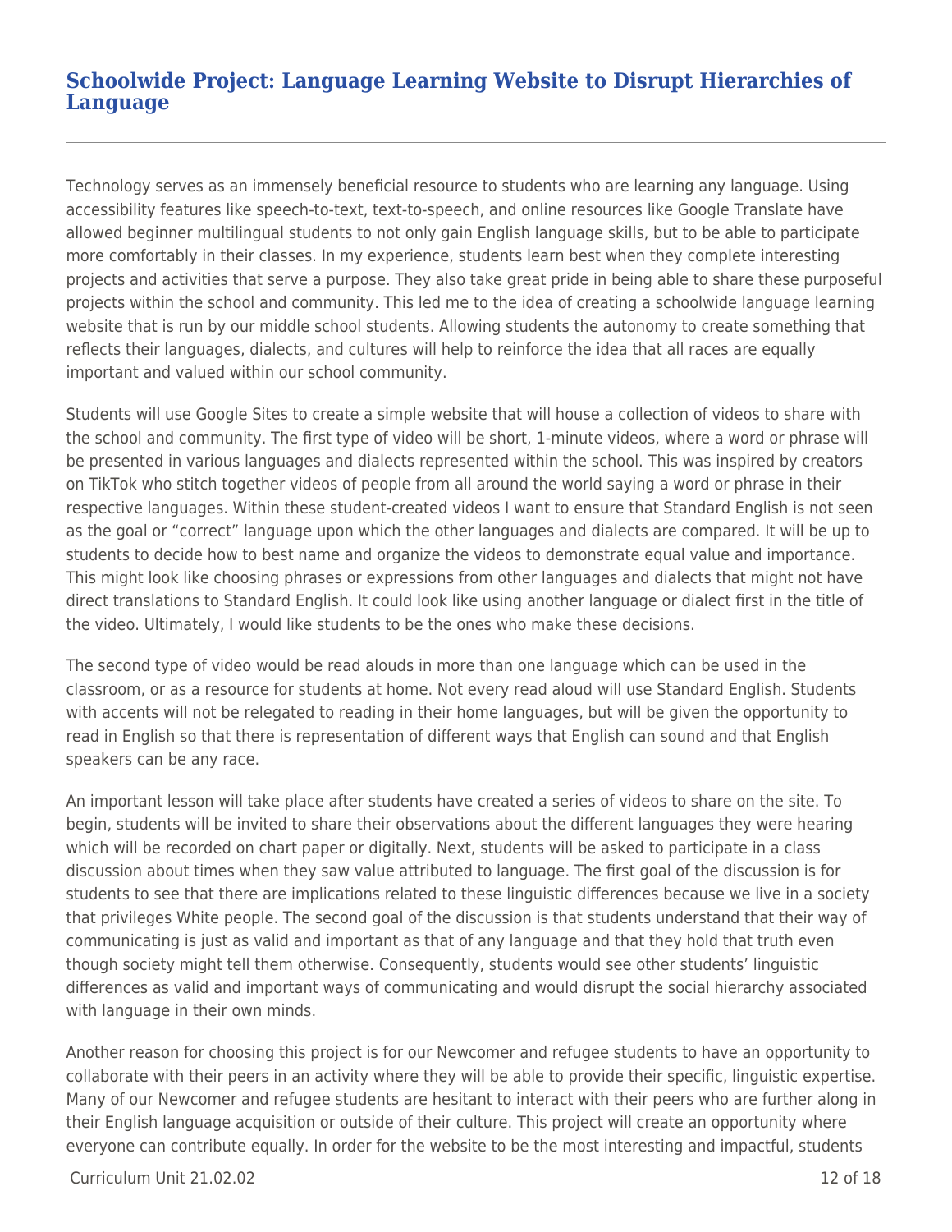## Schoolwide Project: Language Learning Website to Disrupt Hierarchies of Language

Technology serves as an immensely beneficial resource to students who are learning any language. Using accessibility features like speech-to-text, text-to-speech, and online resources like Google Translate have allowed beginner multilingual students to not only gain English language skills, but to be able to participate more comfortably in their classes. In my experience, students learn best when they complete interesting projects and activities that serve a purpose. They also take great pride in being able to share these purposeful projects within the school and community. This led me to the idea of creating a schoolwide language learning website that is run by our middle school students. Allowing students the autonomy to create something that reflects their languages, dialects, and cultures will help to reinforce the idea that all races are equally important and valued within our school community.

Students will use Google Sites to create a simple website that will house a collection of videos to share with the school and community. The first type of video will be short, 1-minute videos, where a word or phrase will be presented in various languages and dialects represented within the school. This was inspired by creators on TikTok who stitch together videos of people from all around the world saying a word or phrase in their respective languages. Within these student-created videos I want to ensure that Standard English is not seen as the goal or "correct" language upon which the other languages and dialects are compared. It will be up to students to decide how to best name and organize the videos to demonstrate equal value and importance. This might look like choosing phrases or expressions from other languages and dialects that might not have direct translations to Standard English. It could look like using another language or dialect first in the title of the video. Ultimately, I would like students to be the ones who make these decisions.

The second type of video would be read alouds in more than one language which can be used in the classroom, or as a resource for students at home. Not every read aloud will use Standard English. Students with accents will not be relegated to reading in their home languages, but will be given the opportunity to read in English so that there is representation of different ways that English can sound and that English speakers can be any race.

An important lesson will take place after students have created a series of videos to share on the site. To begin, students will be invited to share their observations about the different languages they were hearing which will be recorded on chart paper or digitally. Next, students will be asked to participate in a class discussion about times when they saw value attributed to language. The first goal of the discussion is for students to see that there are implications related to these linguistic differences because we live in a society that privileges White people. The second goal of the discussion is that students understand that their way of communicating is just as valid and important as that of any language and that they hold that truth even though society might tell them otherwise. Consequently, students would see other students' linguistic differences as valid and important ways of communicating and would disrupt the social hierarchy associated with language in their own minds.

Another reason for choosing this project is for our Newcomer and refugee students to have an opportunity to collaborate with their peers in an activity where they will be able to provide their specific, linguistic expertise. Many of our Newcomer and refugee students are hesitant to interact with their peers who are further along in their English language acquisition or outside of their culture. This project will create an opportunity where everyone can contribute equally. In order for the website to be the most interesting and impactful, students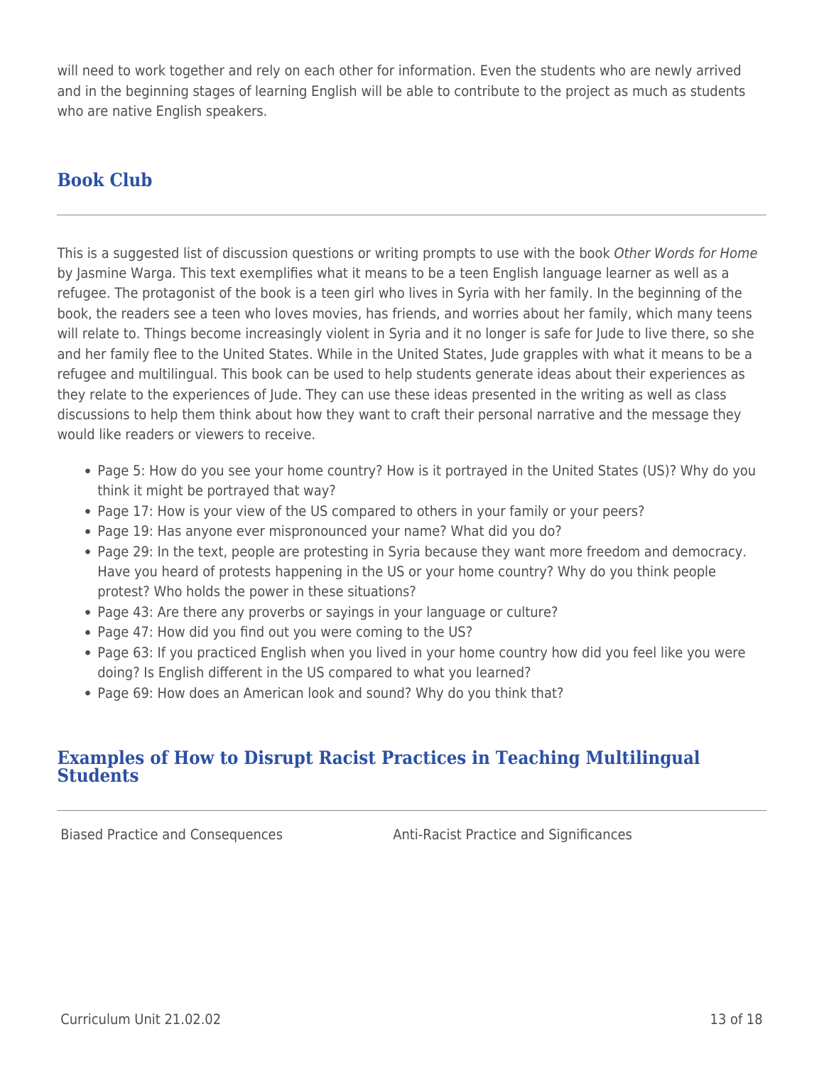will need to work together and rely on each other for information. Even the students who are newly arrived and in the beginning stages of learning English will be able to contribute to the project as much as students who are native English speakers.

## Book Club

This is a suggested list of discussion questions or writing prompts to use with the book *Other Words for Home* by Jasmine Warga. This text exemplifies what it means to be a teen English language learner as well as a refugee. The protagonist of the book is a teen girl who lives in Syria with her family. In the beginning of the book, the readers see a teen who loves movies, has friends, and worries about her family, which many teens will relate to. Things become increasingly violent in Syria and it no longer is safe for Jude to live there, so she and her family flee to the United States. While in the United States, Jude grapples with what it means to be a refugee and multilingual. This book can be used to help students generate ideas about their experiences as they relate to the experiences of Jude. They can use these ideas presented in the writing as well as class discussions to help them think about how they want to craft their personal narrative and the message they would like readers or viewers to receive.

- Page 5: How do you see your home country? How is it portrayed in the United States (US)? Why do you think it might be portrayed that way?
- Page 17: How is your view of the US compared to others in your family or your peers?
- Page 19: Has anyone ever mispronounced your name? What did you do?
- Page 29: In the text, people are protesting in Syria because they want more freedom and democracy. Have you heard of protests happening in the US or your home country? Why do you think people protest? Who holds the power in these situations?
- Page 43: Are there any proverbs or sayings in your language or culture?
- Page 47: How did you find out you were coming to the US?
- Page 63: If you practiced English when you lived in your home country how did you feel like you were doing? Is English different in the US compared to what you learned?
- Page 69: How does an American look and sound? Why do you think that?

## Examples of How to Disrupt Racist Practices in Teaching Multilingual Students

| Biased Practice and Consequences | Anti-Racist Practice and Significances |
| --- | --- |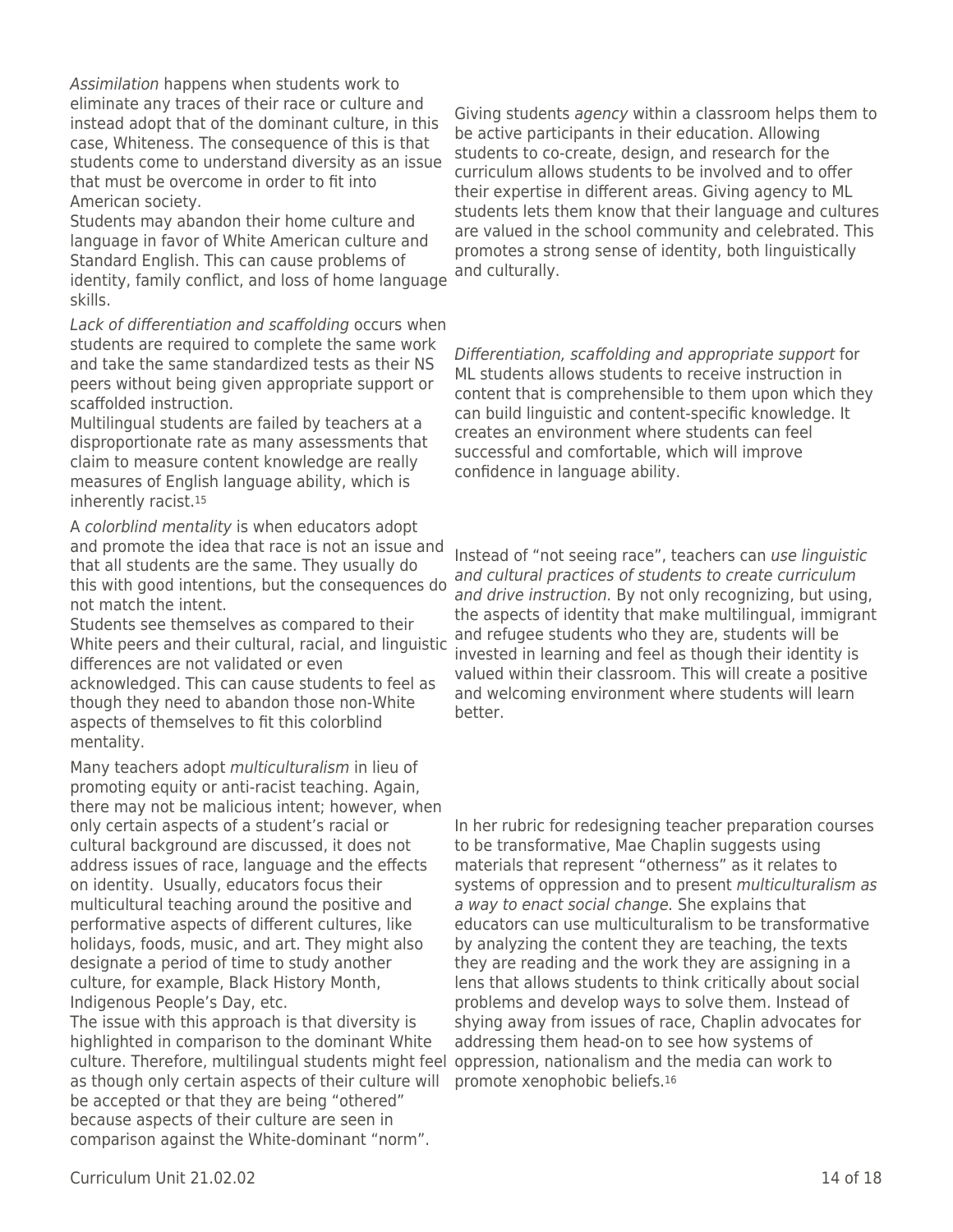*Assimilation* happens when students work to eliminate any traces of their race or culture and instead adopt that of the dominant culture, in this case, Whiteness. The consequence of this is that students come to understand diversity as an issue that must be overcome in order to fit into American society.

Students may abandon their home culture and language in favor of White American culture and Standard English. This can cause problems of identity, family conflict, and loss of home language skills.

Giving students *agency* within a classroom helps them to be active participants in their education. Allowing students to co-create, design, and research for the curriculum allows students to be involved and to offer their expertise in different areas. Giving agency to ML students lets them know that their language and cultures are valued in the school community and celebrated. This promotes a strong sense of identity, both linguistically and culturally.

*Lack of differentiation and scaffolding* occurs when students are required to complete the same work and take the same standardized tests as their NS peers without being given appropriate support or scaffolded instruction.

Multilingual students are failed by teachers at a disproportionate rate as many assessments that claim to measure content knowledge are really measures of English language ability, which is inherently racist.[15]

*Differentiation, scaffolding and appropriate support* for ML students allows students to receive instruction in content that is comprehensible to them upon which they can build linguistic and content-specific knowledge. It creates an environment where students can feel successful and comfortable, which will improve confidence in language ability.

A *colorblind mentality* is when educators adopt and promote the idea that race is not an issue and that all students are the same. They usually do this with good intentions, but the consequences do not match the intent.

Students see themselves as compared to their White peers and their cultural, racial, and linguistic differences are not validated or even acknowledged. This can cause students to feel as though they need to abandon those non-White aspects of themselves to fit this colorblind mentality.

Instead of "not seeing race", teachers can *use linguistic and cultural practices of students to create curriculum and drive instruction.* By not only recognizing, but using, the aspects of identity that make multilingual, immigrant and refugee students who they are, students will be invested in learning and feel as though their identity is valued within their classroom. This will create a positive and welcoming environment where students will learn better.

Many teachers adopt *multiculturalism* in lieu of promoting equity or anti-racist teaching. Again, there may not be malicious intent; however, when only certain aspects of a student's racial or cultural background are discussed, it does not address issues of race, language and the effects on identity. Usually, educators focus their multicultural teaching around the positive and performative aspects of different cultures, like holidays, foods, music, and art. They might also designate a period of time to study another culture, for example, Black History Month, Indigenous People's Day, etc.

The issue with this approach is that diversity is highlighted in comparison to the dominant White culture. Therefore, multilingual students might feel as though only certain aspects of their culture will be accepted or that they are being "othered" because aspects of their culture are seen in comparison against the White-dominant "norm".

In her rubric for redesigning teacher preparation courses to be transformative, Mae Chaplin suggests using materials that represent "otherness" as it relates to systems of oppression and to present *multiculturalism as a way to enact social change.* She explains that educators can use multiculturalism to be transformative by analyzing the content they are teaching, the texts they are reading and the work they are assigning in a lens that allows students to think critically about social problems and develop ways to solve them. Instead of shying away from issues of race, Chaplin advocates for addressing them head-on to see how systems of oppression, nationalism and the media can work to promote xenophobic beliefs.[16]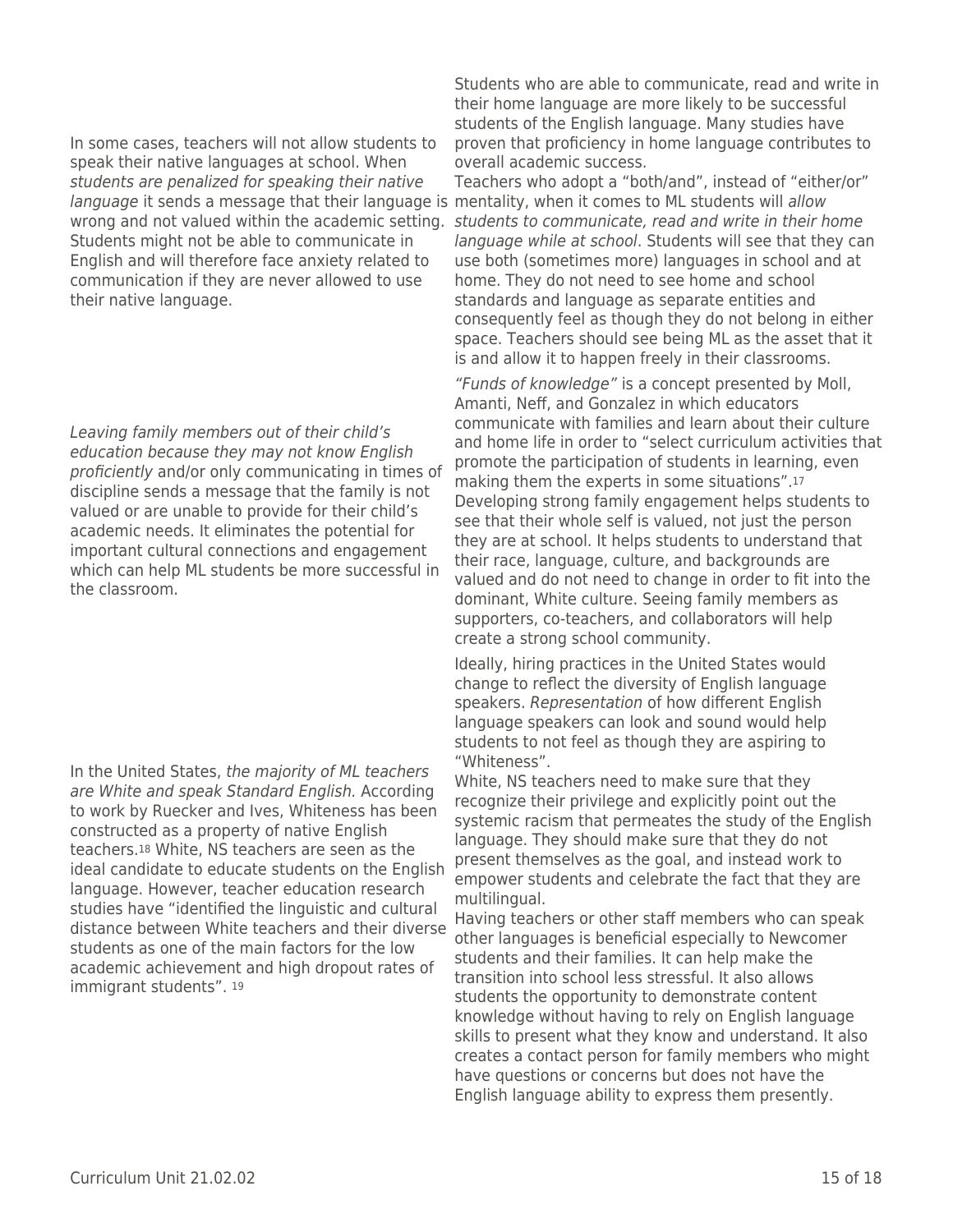In some cases, teachers will not allow students to speak their native languages at school. When *students are penalized for speaking their native language* it sends a message that their language is wrong and not valued within the academic setting. Students might not be able to communicate in English and will therefore face anxiety related to communication if they are never allowed to use their native language.

Students who are able to communicate, read and write in their home language are more likely to be successful students of the English language. Many studies have proven that proficiency in home language contributes to overall academic success.

Teachers who adopt a "both/and", instead of "either/or" mentality, when it comes to ML students will *allow students to communicate, read and write in their home language while at school*. Students will see that they can use both (sometimes more) languages in school and at home. They do not need to see home and school standards and language as separate entities and consequently feel as though they do not belong in either space. Teachers should see being ML as the asset that it is and allow it to happen freely in their classrooms.

*Leaving family members out of their child's education because they may not know English proficiently* and/or only communicating in times of discipline sends a message that the family is not valued or are unable to provide for their child's academic needs. It eliminates the potential for important cultural connections and engagement which can help ML students be more successful in the classroom.

*"Funds of knowledge"* is a concept presented by Moll, Amanti, Neff, and Gonzalez in which educators communicate with families and learn about their culture and home life in order to "select curriculum activities that promote the participation of students in learning, even making them the experts in some situations".[17] Developing strong family engagement helps students to see that their whole self is valued, not just the person they are at school. It helps students to understand that their race, language, culture, and backgrounds are valued and do not need to change in order to fit into the dominant, White culture. Seeing family members as supporters, co-teachers, and collaborators will help create a strong school community.

In the United States, *the majority of ML teachers are White and speak Standard English.* According to work by Ruecker and Ives, Whiteness has been constructed as a property of native English teachers.[18] White, NS teachers are seen as the ideal candidate to educate students on the English language. However, teacher education research studies have "identified the linguistic and cultural distance between White teachers and their diverse students as one of the main factors for the low academic achievement and high dropout rates of immigrant students". [19]

Ideally, hiring practices in the United States would change to reflect the diversity of English language speakers. *Representation* of how different English language speakers can look and sound would help students to not feel as though they are aspiring to "Whiteness".

White, NS teachers need to make sure that they recognize their privilege and explicitly point out the systemic racism that permeates the study of the English language. They should make sure that they do not present themselves as the goal, and instead work to empower students and celebrate the fact that they are multilingual.

Having teachers or other staff members who can speak other languages is beneficial especially to Newcomer students and their families. It can help make the transition into school less stressful. It also allows students the opportunity to demonstrate content knowledge without having to rely on English language skills to present what they know and understand. It also creates a contact person for family members who might have questions or concerns but does not have the English language ability to express them presently.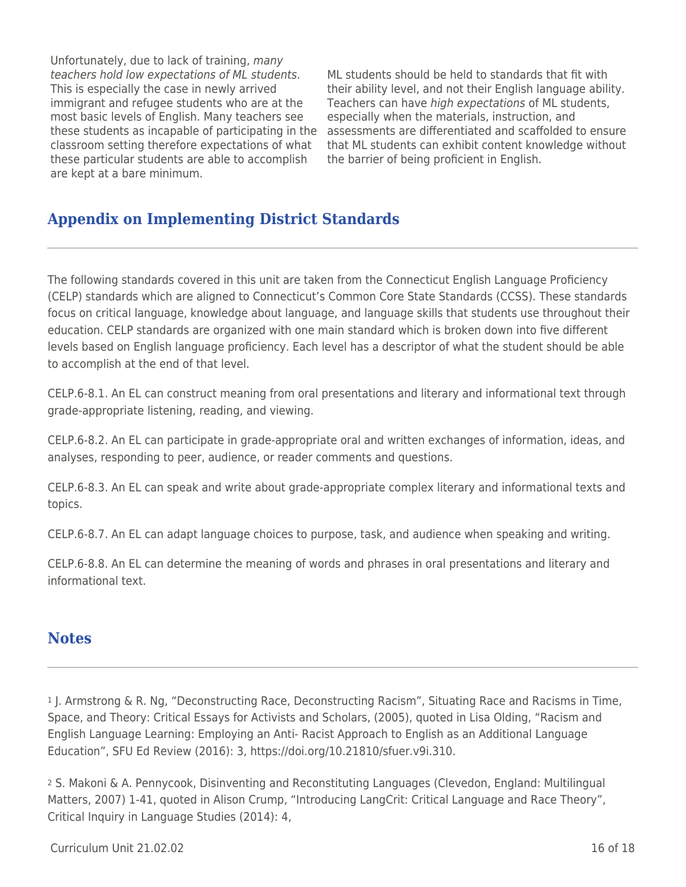Unfortunately, due to lack of training, *many teachers hold low expectations of ML students*. This is especially the case in newly arrived immigrant and refugee students who are at the most basic levels of English. Many teachers see these students as incapable of participating in the classroom setting therefore expectations of what these particular students are able to accomplish are kept at a bare minimum.

ML students should be held to standards that fit with their ability level, and not their English language ability. Teachers can have *high expectations* of ML students, especially when the materials, instruction, and assessments are differentiated and scaffolded to ensure that ML students can exhibit content knowledge without the barrier of being proficient in English.

## Appendix on Implementing District Standards

The following standards covered in this unit are taken from the Connecticut English Language Proficiency (CELP) standards which are aligned to Connecticut's Common Core State Standards (CCSS). These standards focus on critical language, knowledge about language, and language skills that students use throughout their education. CELP standards are organized with one main standard which is broken down into five different levels based on English language proficiency. Each level has a descriptor of what the student should be able to accomplish at the end of that level.

CELP.6-8.1. An EL can construct meaning from oral presentations and literary and informational text through grade-appropriate listening, reading, and viewing.

CELP.6-8.2. An EL can participate in grade-appropriate oral and written exchanges of information, ideas, and analyses, responding to peer, audience, or reader comments and questions.

CELP.6-8.3. An EL can speak and write about grade-appropriate complex literary and informational texts and topics.

CELP.6-8.7. An EL can adapt language choices to purpose, task, and audience when speaking and writing.

CELP.6-8.8. An EL can determine the meaning of words and phrases in oral presentations and literary and informational text.

## Notes

[1] J. Armstrong & R. Ng, "Deconstructing Race, Deconstructing Racism", Situating Race and Racisms in Time, Space, and Theory: Critical Essays for Activists and Scholars, (2005), quoted in Lisa Olding, "Racism and English Language Learning: Employing an Anti- Racist Approach to English as an Additional Language Education", SFU Ed Review (2016): 3, https://doi.org/10.21810/sfuer.v9i.310.

[2] S. Makoni & A. Pennycook, Disinventing and Reconstituting Languages (Clevedon, England: Multilingual Matters, 2007) 1-41, quoted in Alison Crump, "Introducing LangCrit: Critical Language and Race Theory", Critical Inquiry in Language Studies (2014): 4,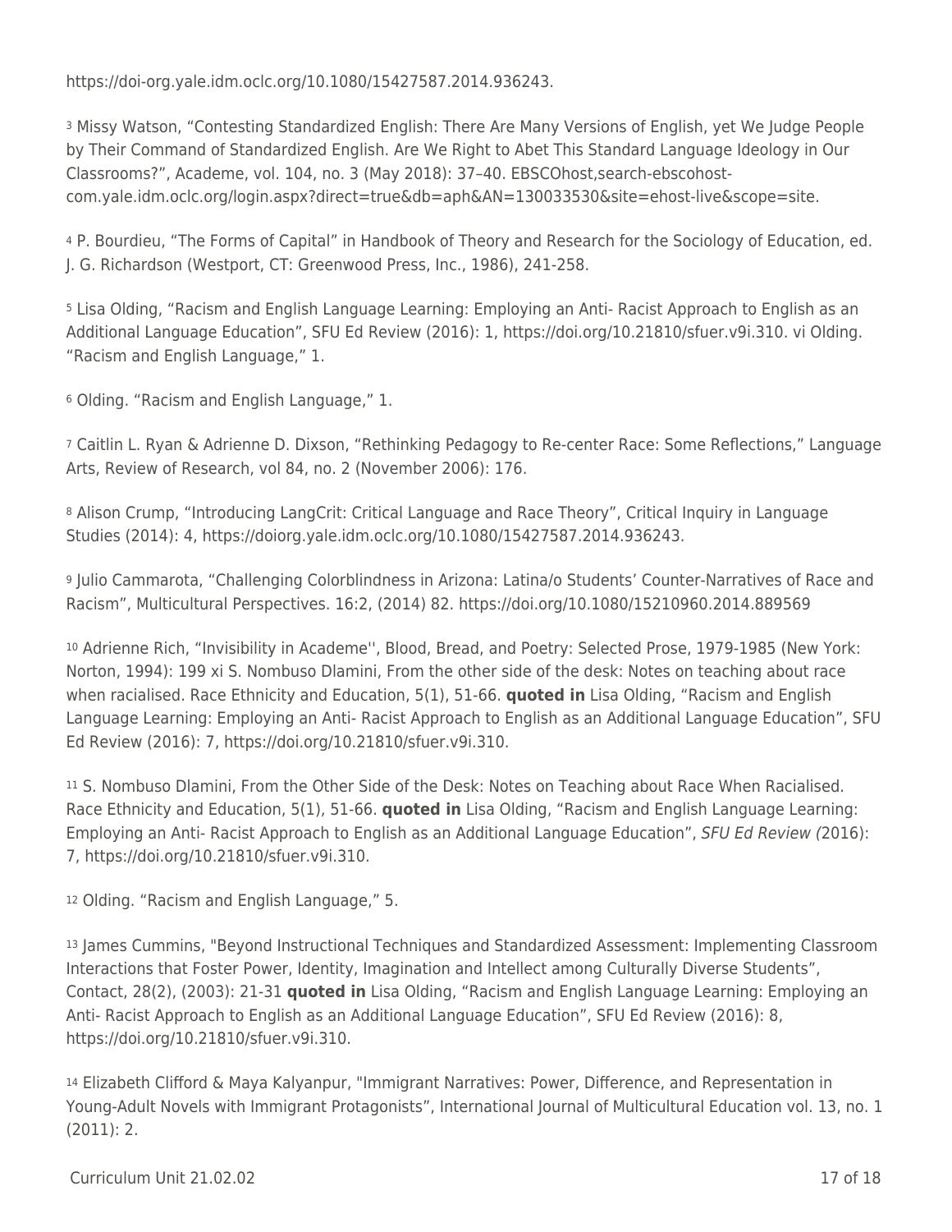https://doi-org.yale.idm.oclc.org/10.1080/15427587.2014.936243.

[3] Missy Watson, “Contesting Standardized English: There Are Many Versions of English, yet We Judge People by Their Command of Standardized English. Are We Right to Abet This Standard Language Ideology in Our Classrooms?”, Academe, vol. 104, no. 3 (May 2018): 37–40. EBSCOhost,search-ebscohost-com.yale.idm.oclc.org/login.aspx?direct=true&db=aph&AN=130033530&site=ehost-live&scope=site.

[4] P. Bourdieu, “The Forms of Capital” in Handbook of Theory and Research for the Sociology of Education, ed. J. G. Richardson (Westport, CT: Greenwood Press, Inc., 1986), 241-258.

[5] Lisa Olding, “Racism and English Language Learning: Employing an Anti- Racist Approach to English as an Additional Language Education”, SFU Ed Review (2016): 1, https://doi.org/10.21810/sfuer.v9i.310. vi Olding. “Racism and English Language,” 1.

[6] Olding. “Racism and English Language,” 1.

[7] Caitlin L. Ryan & Adrienne D. Dixson, “Rethinking Pedagogy to Re-center Race: Some Reflections,” Language Arts, Review of Research, vol 84, no. 2 (November 2006): 176.

[8] Alison Crump, “Introducing LangCrit: Critical Language and Race Theory”, Critical Inquiry in Language Studies (2014): 4, https://doiorg.yale.idm.oclc.org/10.1080/15427587.2014.936243.

[9] Julio Cammarota, “Challenging Colorblindness in Arizona: Latina/o Students’ Counter-Narratives of Race and Racism”, Multicultural Perspectives. 16:2, (2014) 82. https://doi.org/10.1080/15210960.2014.889569

[10] Adrienne Rich, “Invisibility in Academe'', Blood, Bread, and Poetry: Selected Prose, 1979-1985 (New York: Norton, 1994): 199 xi S. Nombuso Dlamini, From the other side of the desk: Notes on teaching about race when racialised. Race Ethnicity and Education, 5(1), 51-66. **quoted in** Lisa Olding, “Racism and English Language Learning: Employing an Anti- Racist Approach to English as an Additional Language Education”, SFU Ed Review (2016): 7, https://doi.org/10.21810/sfuer.v9i.310.

[11] S. Nombuso Dlamini, From the Other Side of the Desk: Notes on Teaching about Race When Racialised. Race Ethnicity and Education, 5(1), 51-66. **quoted in** Lisa Olding, “Racism and English Language Learning: Employing an Anti- Racist Approach to English as an Additional Language Education”, *SFU Ed Review (*2016): 7, https://doi.org/10.21810/sfuer.v9i.310.

[12] Olding. “Racism and English Language,” 5.

[13] James Cummins, "Beyond Instructional Techniques and Standardized Assessment: Implementing Classroom Interactions that Foster Power, Identity, Imagination and Intellect among Culturally Diverse Students”, Contact, 28(2), (2003): 21-31 **quoted in** Lisa Olding, “Racism and English Language Learning: Employing an Anti- Racist Approach to English as an Additional Language Education”, SFU Ed Review (2016): 8, https://doi.org/10.21810/sfuer.v9i.310.

[14] Elizabeth Clifford & Maya Kalyanpur, "Immigrant Narratives: Power, Difference, and Representation in Young-Adult Novels with Immigrant Protagonists”, International Journal of Multicultural Education vol. 13, no. 1 (2011): 2.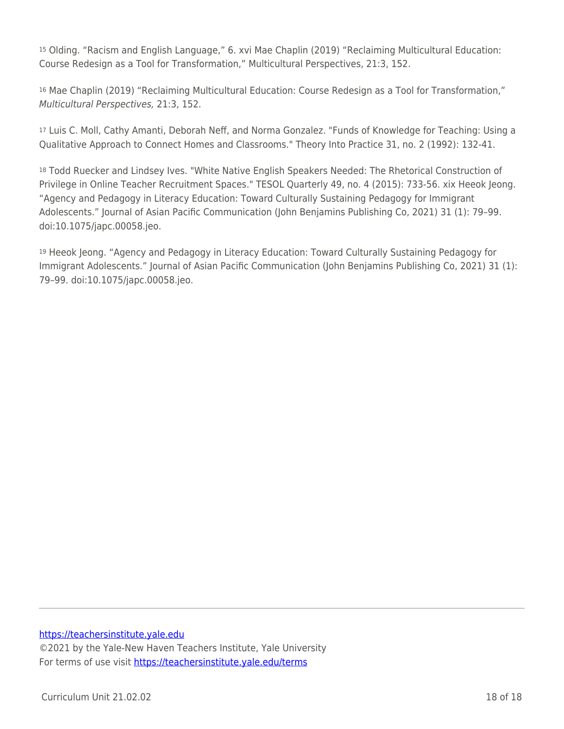[15] Olding. “Racism and English Language,” 6. xvi Mae Chaplin (2019) “Reclaiming Multicultural Education: Course Redesign as a Tool for Transformation,” Multicultural Perspectives, 21:3, 152.

[16] Mae Chaplin (2019) “Reclaiming Multicultural Education: Course Redesign as a Tool for Transformation,” *Multicultural Perspectives,* 21:3, 152.

[17] Luis C. Moll, Cathy Amanti, Deborah Neff, and Norma Gonzalez. "Funds of Knowledge for Teaching: Using a Qualitative Approach to Connect Homes and Classrooms." Theory Into Practice 31, no. 2 (1992): 132-41.

[18] Todd Ruecker and Lindsey Ives. "White Native English Speakers Needed: The Rhetorical Construction of Privilege in Online Teacher Recruitment Spaces." TESOL Quarterly 49, no. 4 (2015): 733-56. xix Heeok Jeong. “Agency and Pedagogy in Literacy Education: Toward Culturally Sustaining Pedagogy for Immigrant Adolescents.” Journal of Asian Pacific Communication (John Benjamins Publishing Co, 2021) 31 (1): 79–99. doi:10.1075/japc.00058.jeo.

[19] Heeok Jeong. “Agency and Pedagogy in Literacy Education: Toward Culturally Sustaining Pedagogy for Immigrant Adolescents.” Journal of Asian Pacific Communication (John Benjamins Publishing Co, 2021) 31 (1): 79–99. doi:10.1075/japc.00058.jeo.

https://teachersinstitute.yale.edu
©2021 by the Yale-New Haven Teachers Institute, Yale University
For terms of use visit https://teachersinstitute.yale.edu/terms